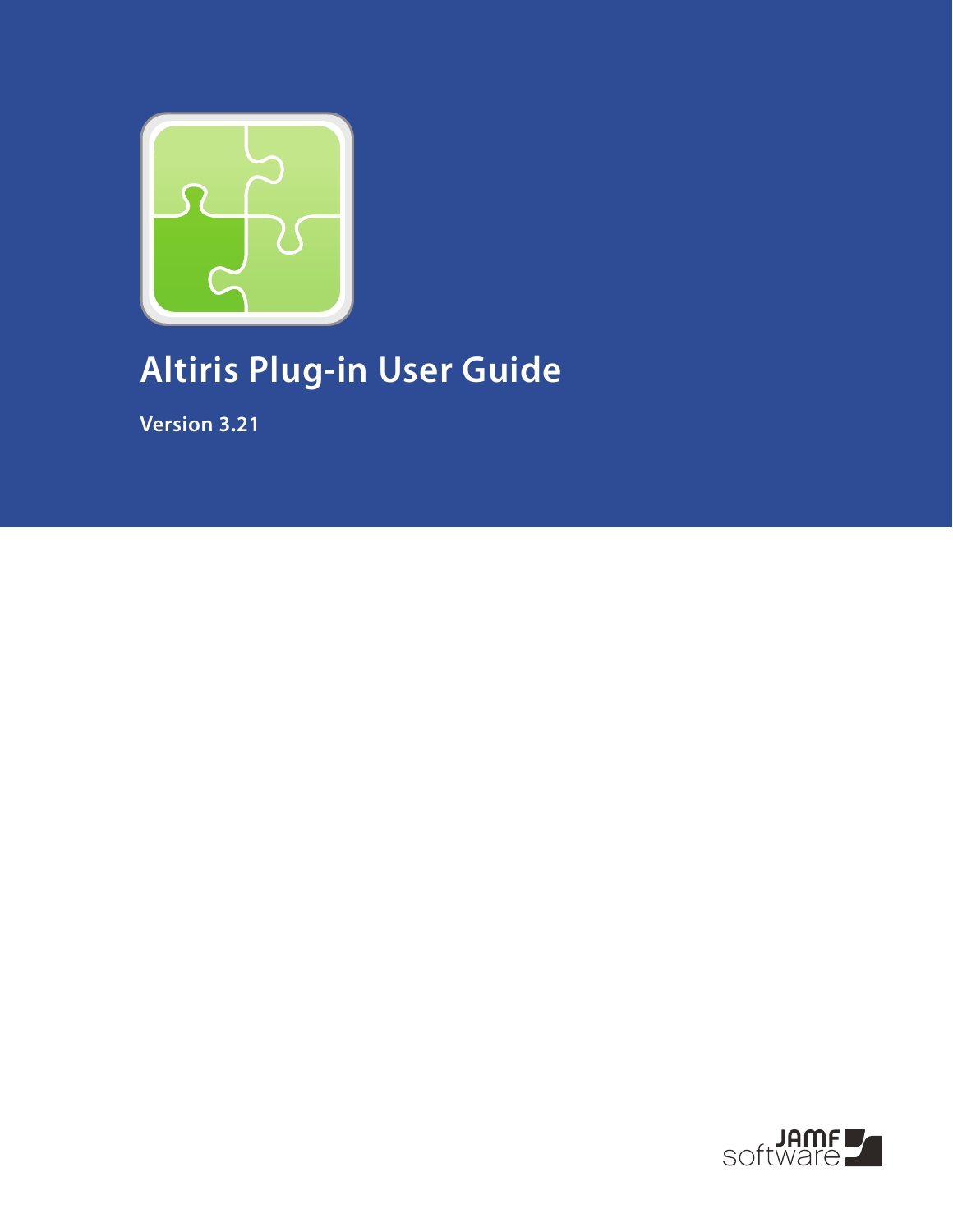# Altiris Plug-in User Guide

**Version 3.21**

JAMF software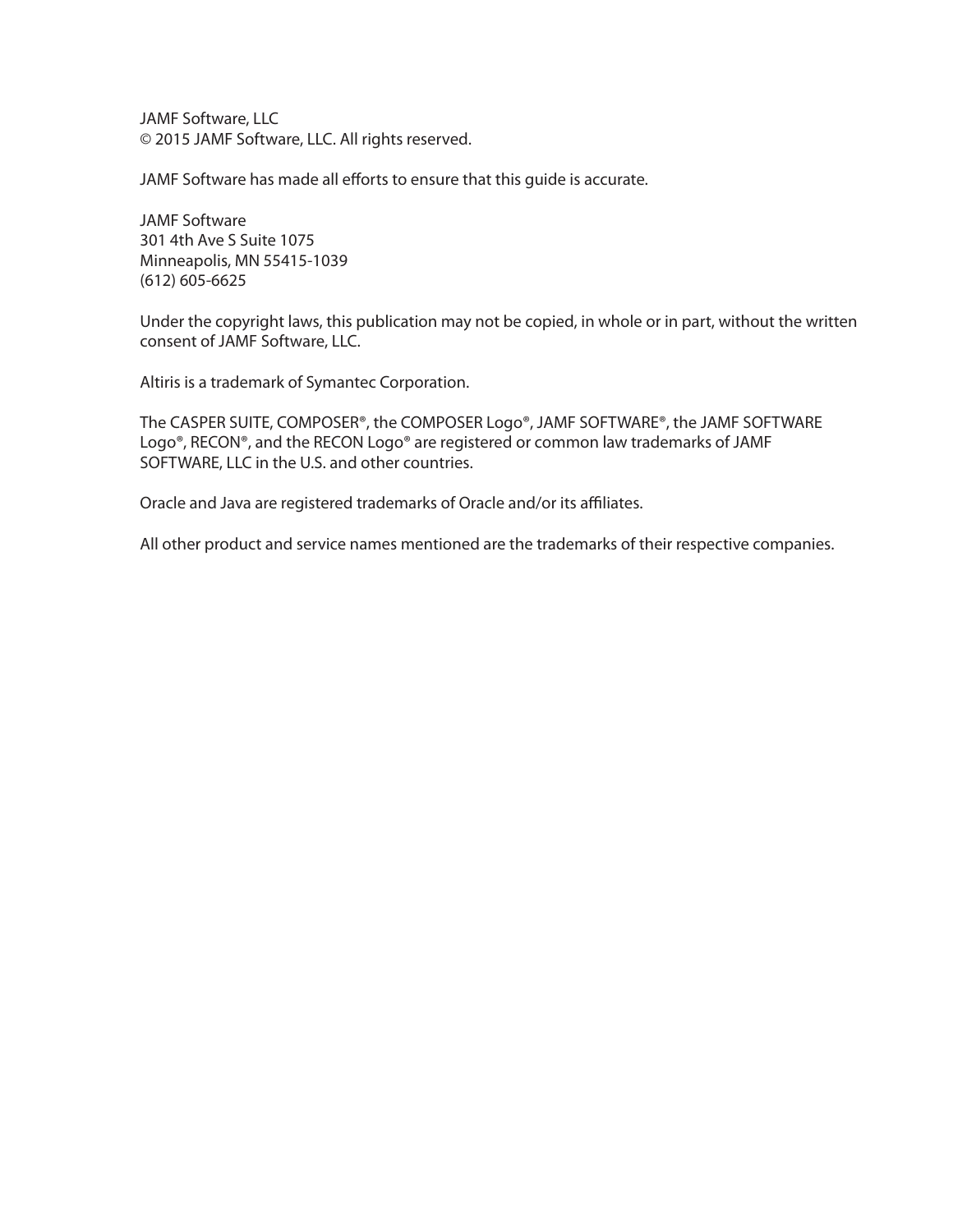JAMF Software, LLC
© 2015 JAMF Software, LLC. All rights reserved.

JAMF Software has made all efforts to ensure that this guide is accurate.

JAMF Software
301 4th Ave S Suite 1075
Minneapolis, MN 55415-1039
(612) 605-6625

Under the copyright laws, this publication may not be copied, in whole or in part, without the written consent of JAMF Software, LLC.

Altiris is a trademark of Symantec Corporation.

The CASPER SUITE, COMPOSER®, the COMPOSER Logo®, JAMF SOFTWARE®, the JAMF SOFTWARE Logo®, RECON®, and the RECON Logo® are registered or common law trademarks of JAMF SOFTWARE, LLC in the U.S. and other countries.

Oracle and Java are registered trademarks of Oracle and/or its affiliates.

All other product and service names mentioned are the trademarks of their respective companies.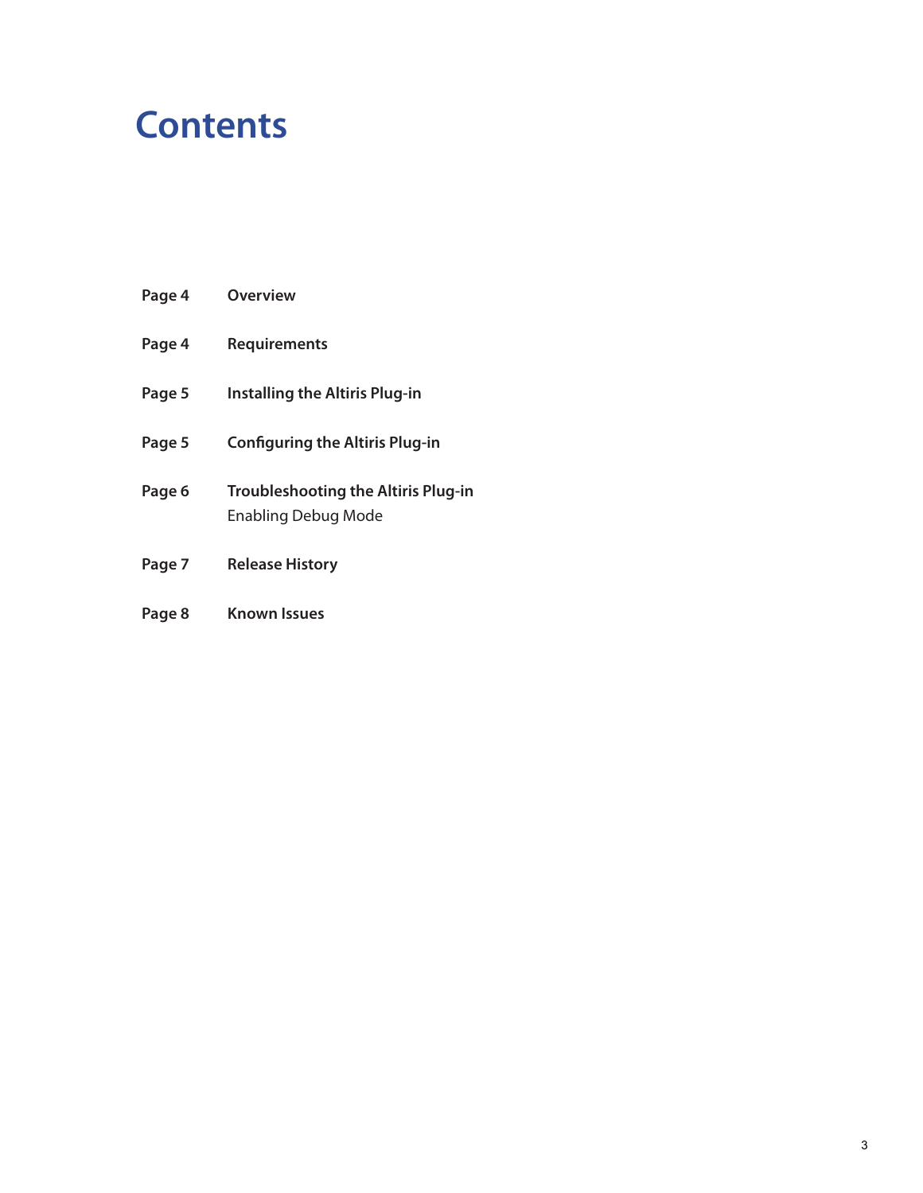# Contents

| | |
|---|---|
| **Page 4** | **Overview** |
| **Page 4** | **Requirements** |
| **Page 5** | **Installing the Altiris Plug-in** |
| **Page 5** | **Configuring the Altiris Plug-in** |
| **Page 6** | **Troubleshooting the Altiris Plug-in**<br>Enabling Debug Mode |
| **Page 7** | **Release History** |
| **Page 8** | **Known Issues** |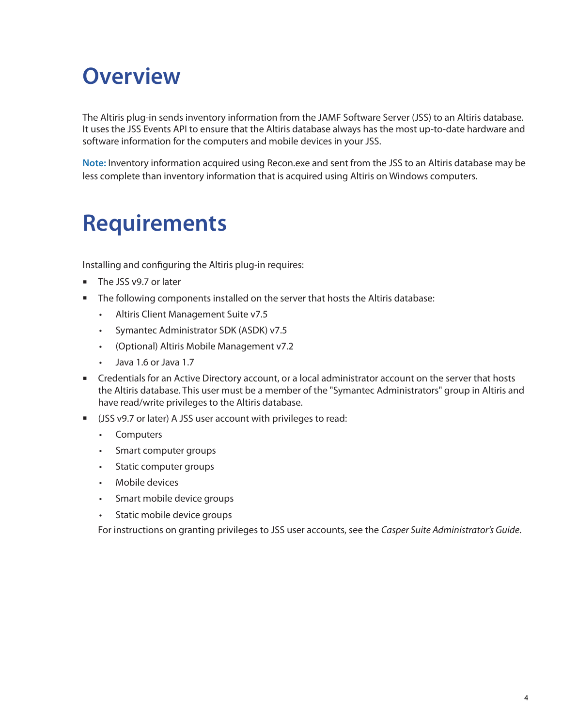# Overview

The Altiris plug-in sends inventory information from the JAMF Software Server (JSS) to an Altiris database. It uses the JSS Events API to ensure that the Altiris database always has the most up-to-date hardware and software information for the computers and mobile devices in your JSS.

**Note:** Inventory information acquired using Recon.exe and sent from the JSS to an Altiris database may be less complete than inventory information that is acquired using Altiris on Windows computers.

# Requirements

Installing and configuring the Altiris plug-in requires:

- The JSS v9.7 or later
- The following components installed on the server that hosts the Altiris database:
  - Altiris Client Management Suite v7.5
  - Symantec Administrator SDK (ASDK) v7.5
  - (Optional) Altiris Mobile Management v7.2
  - Java 1.6 or Java 1.7
- Credentials for an Active Directory account, or a local administrator account on the server that hosts the Altiris database. This user must be a member of the "Symantec Administrators" group in Altiris and have read/write privileges to the Altiris database.
- (JSS v9.7 or later) A JSS user account with privileges to read:
  - Computers
  - Smart computer groups
  - Static computer groups
  - Mobile devices
  - Smart mobile device groups
  - Static mobile device groups

  For instructions on granting privileges to JSS user accounts, see the *Casper Suite Administrator's Guide*.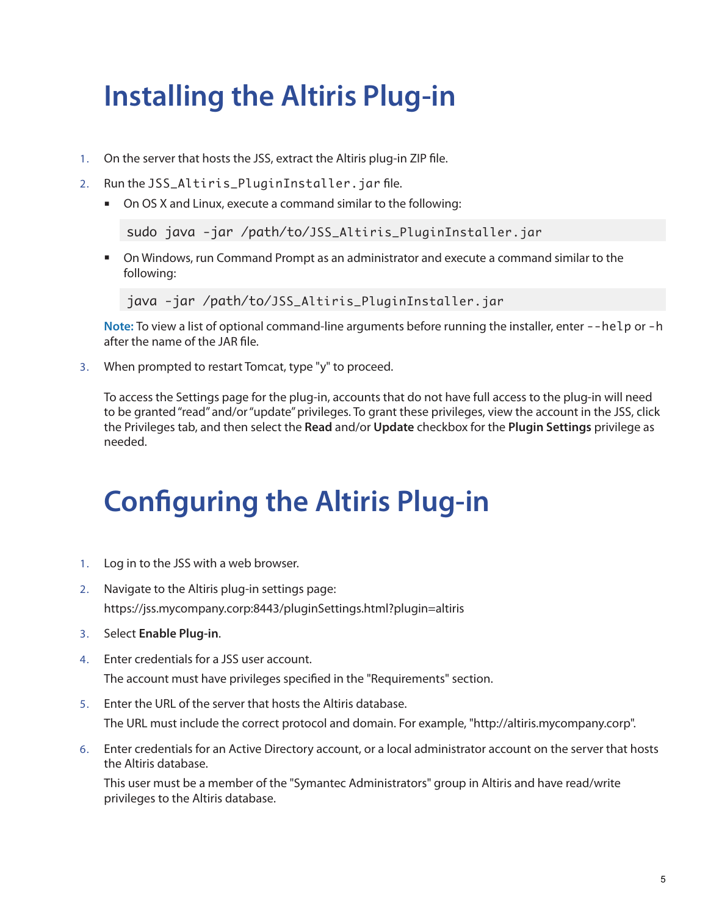# Installing the Altiris Plug-in

1. On the server that hosts the JSS, extract the Altiris plug-in ZIP file.
2. Run the `JSS_Altiris_PluginInstaller.jar` file.
   - On OS X and Linux, execute a command similar to the following:

     ```
     sudo java -jar /path/to/JSS_Altiris_PluginInstaller.jar
     ```

   - On Windows, run Command Prompt as an administrator and execute a command similar to the following:

     ```
     java -jar /path/to/JSS_Altiris_PluginInstaller.jar
     ```

   **Note:** To view a list of optional command-line arguments before running the installer, enter `--help` or `-h` after the name of the JAR file.

3. When prompted to restart Tomcat, type "y" to proceed.

   To access the Settings page for the plug-in, accounts that do not have full access to the plug-in will need to be granted "read" and/or "update" privileges. To grant these privileges, view the account in the JSS, click the Privileges tab, and then select the **Read** and/or **Update** checkbox for the **Plugin Settings** privilege as needed.

# Configuring the Altiris Plug-in

1. Log in to the JSS with a web browser.
2. Navigate to the Altiris plug-in settings page:
   https://jss.mycompany.corp:8443/pluginSettings.html?plugin=altiris
3. Select **Enable Plug-in**.
4. Enter credentials for a JSS user account.
   The account must have privileges specified in the "Requirements" section.
5. Enter the URL of the server that hosts the Altiris database.
   The URL must include the correct protocol and domain. For example, "http://altiris.mycompany.corp".
6. Enter credentials for an Active Directory account, or a local administrator account on the server that hosts the Altiris database.
   This user must be a member of the "Symantec Administrators" group in Altiris and have read/write privileges to the Altiris database.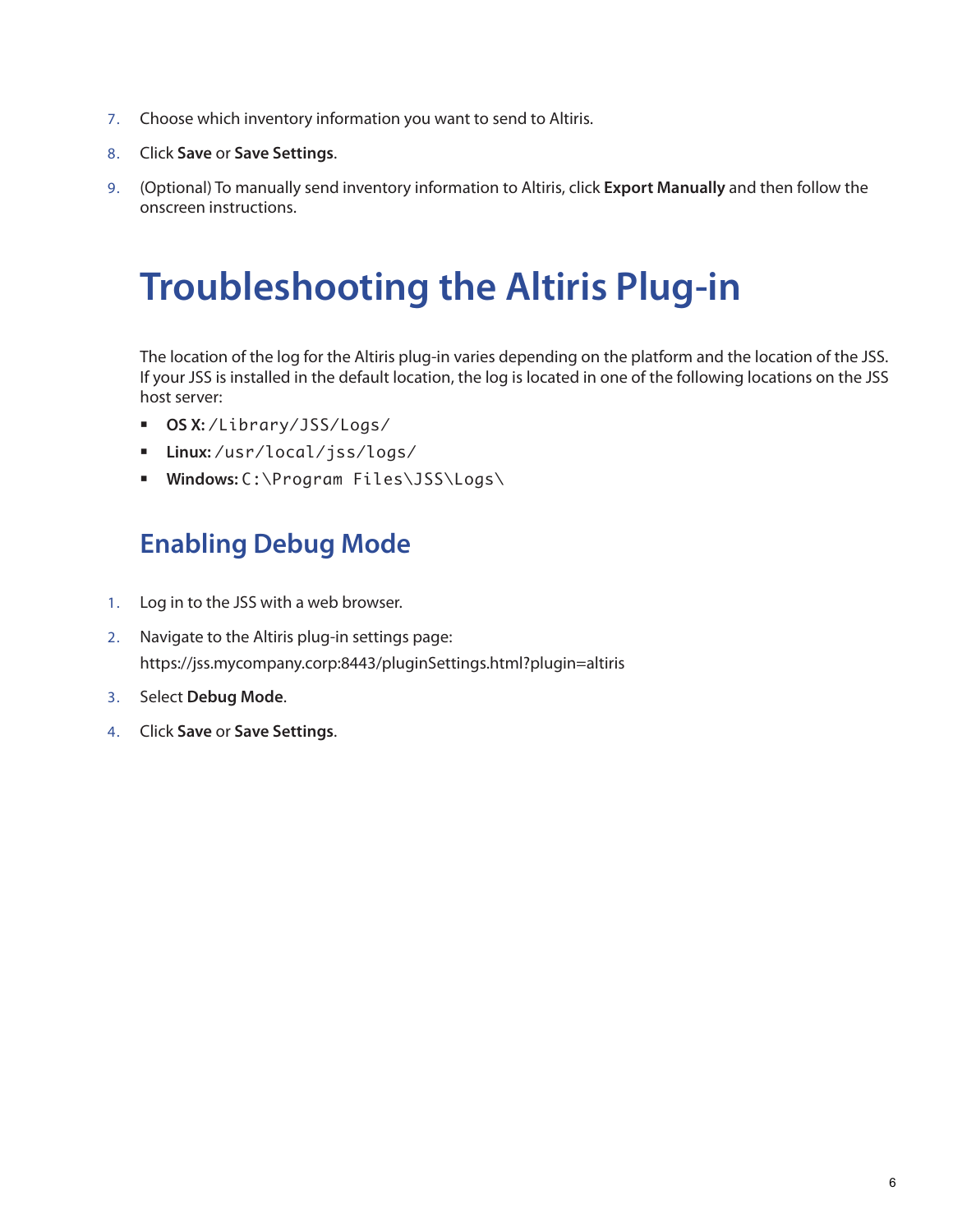7. Choose which inventory information you want to send to Altiris.
8. Click **Save** or **Save Settings**.
9. (Optional) To manually send inventory information to Altiris, click **Export Manually** and then follow the onscreen instructions.

# Troubleshooting the Altiris Plug-in

The location of the log for the Altiris plug-in varies depending on the platform and the location of the JSS. If your JSS is installed in the default location, the log is located in one of the following locations on the JSS host server:

- **OS X:** `/Library/JSS/Logs/`
- **Linux:** `/usr/local/jss/logs/`
- **Windows:** `C:\Program Files\JSS\Logs\`

## Enabling Debug Mode

1. Log in to the JSS with a web browser.
2. Navigate to the Altiris plug-in settings page:
   https://jss.mycompany.corp:8443/pluginSettings.html?plugin=altiris
3. Select **Debug Mode**.
4. Click **Save** or **Save Settings**.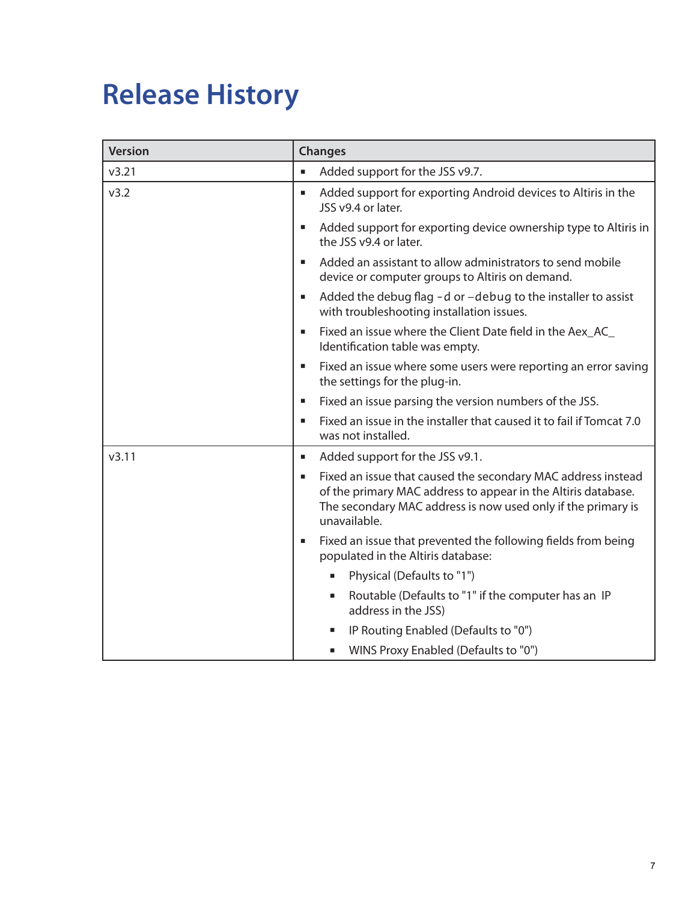# Release History

| Version | Changes |
|---|---|
| v3.21 | ▪ Added support for the JSS v9.7. |
| v3.2 | ▪ Added support for exporting Android devices to Altiris in the JSS v9.4 or later.<br>▪ Added support for exporting device ownership type to Altiris in the JSS v9.4 or later.<br>▪ Added an assistant to allow administrators to send mobile device or computer groups to Altiris on demand.<br>▪ Added the debug flag `-d` or `–debug` to the installer to assist with troubleshooting installation issues.<br>▪ Fixed an issue where the Client Date field in the Aex_AC_Identification table was empty.<br>▪ Fixed an issue where some users were reporting an error saving the settings for the plug-in.<br>▪ Fixed an issue parsing the version numbers of the JSS.<br>▪ Fixed an issue in the installer that caused it to fail if Tomcat 7.0 was not installed. |
| v3.11 | ▪ Added support for the JSS v9.1.<br>▪ Fixed an issue that caused the secondary MAC address instead of the primary MAC address to appear in the Altiris database. The secondary MAC address is now used only if the primary is unavailable.<br>▪ Fixed an issue that prevented the following fields from being populated in the Altiris database:<br>&nbsp;&nbsp;&nbsp;&nbsp;▪ Physical (Defaults to "1")<br>&nbsp;&nbsp;&nbsp;&nbsp;▪ Routable (Defaults to "1" if the computer has an IP address in the JSS)<br>&nbsp;&nbsp;&nbsp;&nbsp;▪ IP Routing Enabled (Defaults to "0")<br>&nbsp;&nbsp;&nbsp;&nbsp;▪ WINS Proxy Enabled (Defaults to "0") |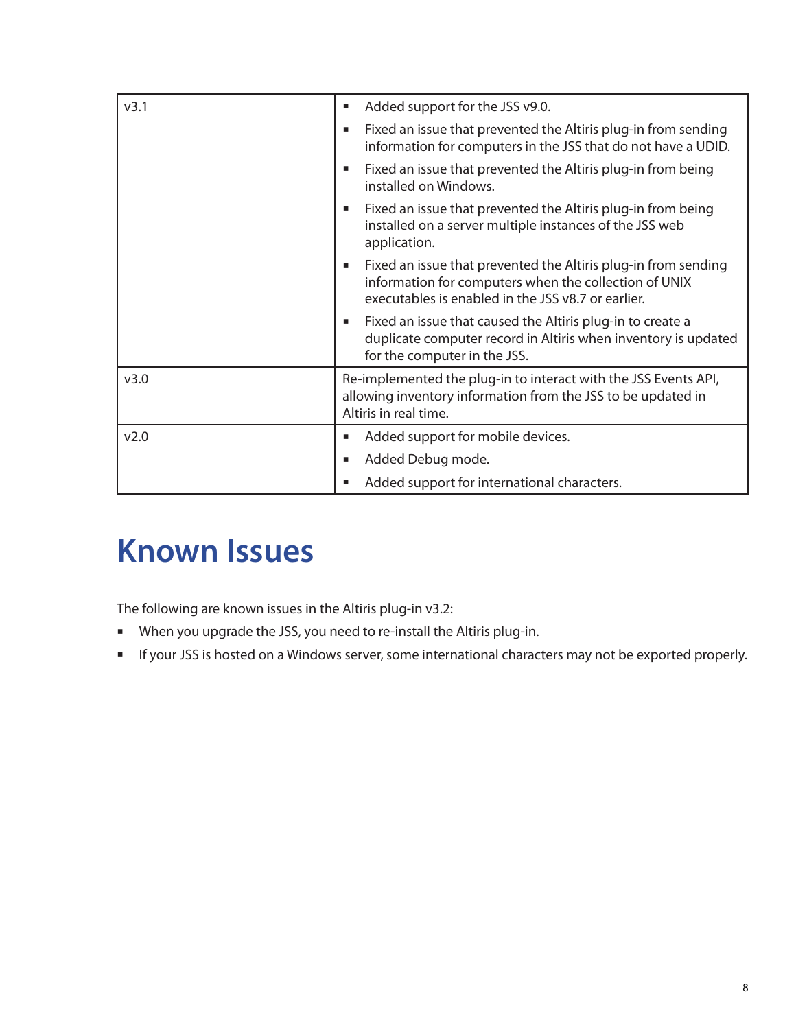| | |
|---|---|
| v3.1 | ▪ Added support for the JSS v9.0.<br>▪ Fixed an issue that prevented the Altiris plug-in from sending information for computers in the JSS that do not have a UDID.<br>▪ Fixed an issue that prevented the Altiris plug-in from being installed on Windows.<br>▪ Fixed an issue that prevented the Altiris plug-in from being installed on a server multiple instances of the JSS web application.<br>▪ Fixed an issue that prevented the Altiris plug-in from sending information for computers when the collection of UNIX executables is enabled in the JSS v8.7 or earlier.<br>▪ Fixed an issue that caused the Altiris plug-in to create a duplicate computer record in Altiris when inventory is updated for the computer in the JSS. |
| v3.0 | Re-implemented the plug-in to interact with the JSS Events API, allowing inventory information from the JSS to be updated in Altiris in real time. |
| v2.0 | ▪ Added support for mobile devices.<br>▪ Added Debug mode.<br>▪ Added support for international characters. |

# Known Issues

The following are known issues in the Altiris plug-in v3.2:

- When you upgrade the JSS, you need to re-install the Altiris plug-in.
- If your JSS is hosted on a Windows server, some international characters may not be exported properly.